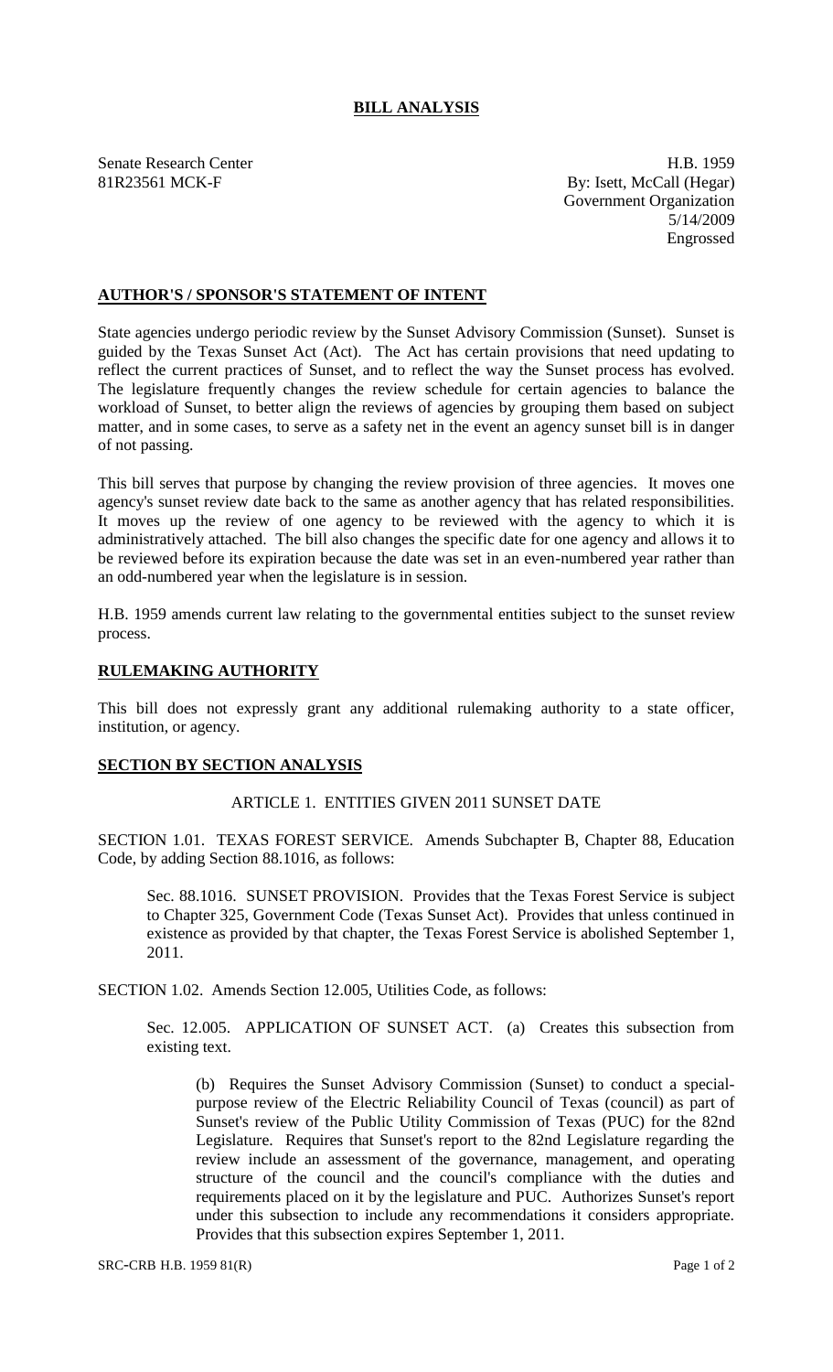# BILL ANALYSIS

Senate Research Center
81R23561 MCK-F

H.B. 1959
By: Isett, McCall (Hegar)
Government Organization
5/14/2009
Engrossed

## AUTHOR'S / SPONSOR'S STATEMENT OF INTENT

State agencies undergo periodic review by the Sunset Advisory Commission (Sunset). Sunset is guided by the Texas Sunset Act (Act). The Act has certain provisions that need updating to reflect the current practices of Sunset, and to reflect the way the Sunset process has evolved. The legislature frequently changes the review schedule for certain agencies to balance the workload of Sunset, to better align the reviews of agencies by grouping them based on subject matter, and in some cases, to serve as a safety net in the event an agency sunset bill is in danger of not passing.

This bill serves that purpose by changing the review provision of three agencies. It moves one agency's sunset review date back to the same as another agency that has related responsibilities. It moves up the review of one agency to be reviewed with the agency to which it is administratively attached. The bill also changes the specific date for one agency and allows it to be reviewed before its expiration because the date was set in an even-numbered year rather than an odd-numbered year when the legislature is in session.

H.B. 1959 amends current law relating to the governmental entities subject to the sunset review process.

## RULEMAKING AUTHORITY

This bill does not expressly grant any additional rulemaking authority to a state officer, institution, or agency.

## SECTION BY SECTION ANALYSIS

ARTICLE 1. ENTITIES GIVEN 2011 SUNSET DATE

SECTION 1.01. TEXAS FOREST SERVICE. Amends Subchapter B, Chapter 88, Education Code, by adding Section 88.1016, as follows:

Sec. 88.1016. SUNSET PROVISION. Provides that the Texas Forest Service is subject to Chapter 325, Government Code (Texas Sunset Act). Provides that unless continued in existence as provided by that chapter, the Texas Forest Service is abolished September 1, 2011.

SECTION 1.02. Amends Section 12.005, Utilities Code, as follows:

Sec. 12.005. APPLICATION OF SUNSET ACT. (a) Creates this subsection from existing text.

(b) Requires the Sunset Advisory Commission (Sunset) to conduct a special-purpose review of the Electric Reliability Council of Texas (council) as part of Sunset's review of the Public Utility Commission of Texas (PUC) for the 82nd Legislature. Requires that Sunset's report to the 82nd Legislature regarding the review include an assessment of the governance, management, and operating structure of the council and the council's compliance with the duties and requirements placed on it by the legislature and PUC. Authorizes Sunset's report under this subsection to include any recommendations it considers appropriate. Provides that this subsection expires September 1, 2011.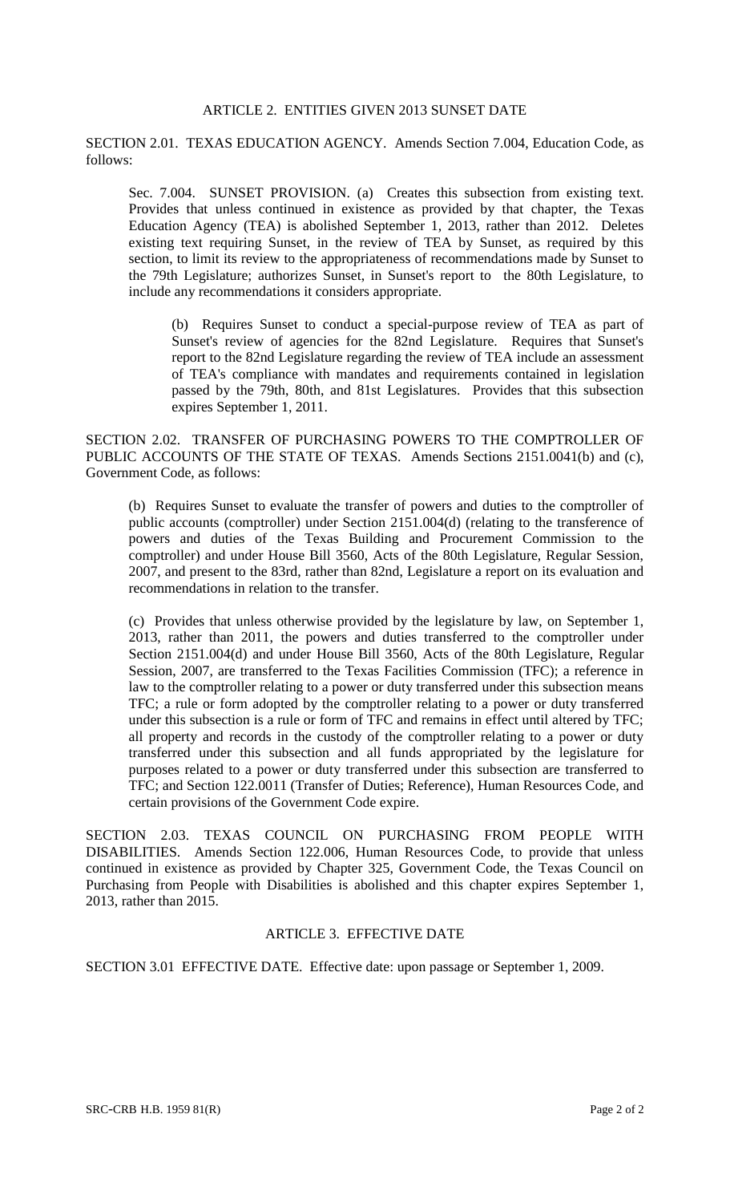## ARTICLE 2. ENTITIES GIVEN 2013 SUNSET DATE

SECTION 2.01. TEXAS EDUCATION AGENCY. Amends Section 7.004, Education Code, as follows:

Sec. 7.004. SUNSET PROVISION. (a) Creates this subsection from existing text. Provides that unless continued in existence as provided by that chapter, the Texas Education Agency (TEA) is abolished September 1, 2013, rather than 2012. Deletes existing text requiring Sunset, in the review of TEA by Sunset, as required by this section, to limit its review to the appropriateness of recommendations made by Sunset to the 79th Legislature; authorizes Sunset, in Sunset's report to the 80th Legislature, to include any recommendations it considers appropriate.

(b) Requires Sunset to conduct a special-purpose review of TEA as part of Sunset's review of agencies for the 82nd Legislature. Requires that Sunset's report to the 82nd Legislature regarding the review of TEA include an assessment of TEA's compliance with mandates and requirements contained in legislation passed by the 79th, 80th, and 81st Legislatures. Provides that this subsection expires September 1, 2011.

SECTION 2.02. TRANSFER OF PURCHASING POWERS TO THE COMPTROLLER OF PUBLIC ACCOUNTS OF THE STATE OF TEXAS. Amends Sections 2151.0041(b) and (c), Government Code, as follows:

(b) Requires Sunset to evaluate the transfer of powers and duties to the comptroller of public accounts (comptroller) under Section 2151.004(d) (relating to the transference of powers and duties of the Texas Building and Procurement Commission to the comptroller) and under House Bill 3560, Acts of the 80th Legislature, Regular Session, 2007, and present to the 83rd, rather than 82nd, Legislature a report on its evaluation and recommendations in relation to the transfer.

(c) Provides that unless otherwise provided by the legislature by law, on September 1, 2013, rather than 2011, the powers and duties transferred to the comptroller under Section 2151.004(d) and under House Bill 3560, Acts of the 80th Legislature, Regular Session, 2007, are transferred to the Texas Facilities Commission (TFC); a reference in law to the comptroller relating to a power or duty transferred under this subsection means TFC; a rule or form adopted by the comptroller relating to a power or duty transferred under this subsection is a rule or form of TFC and remains in effect until altered by TFC; all property and records in the custody of the comptroller relating to a power or duty transferred under this subsection and all funds appropriated by the legislature for purposes related to a power or duty transferred under this subsection are transferred to TFC; and Section 122.0011 (Transfer of Duties; Reference), Human Resources Code, and certain provisions of the Government Code expire.

SECTION 2.03. TEXAS COUNCIL ON PURCHASING FROM PEOPLE WITH DISABILITIES. Amends Section 122.006, Human Resources Code, to provide that unless continued in existence as provided by Chapter 325, Government Code, the Texas Council on Purchasing from People with Disabilities is abolished and this chapter expires September 1, 2013, rather than 2015.

## ARTICLE 3. EFFECTIVE DATE

SECTION 3.01 EFFECTIVE DATE. Effective date: upon passage or September 1, 2009.